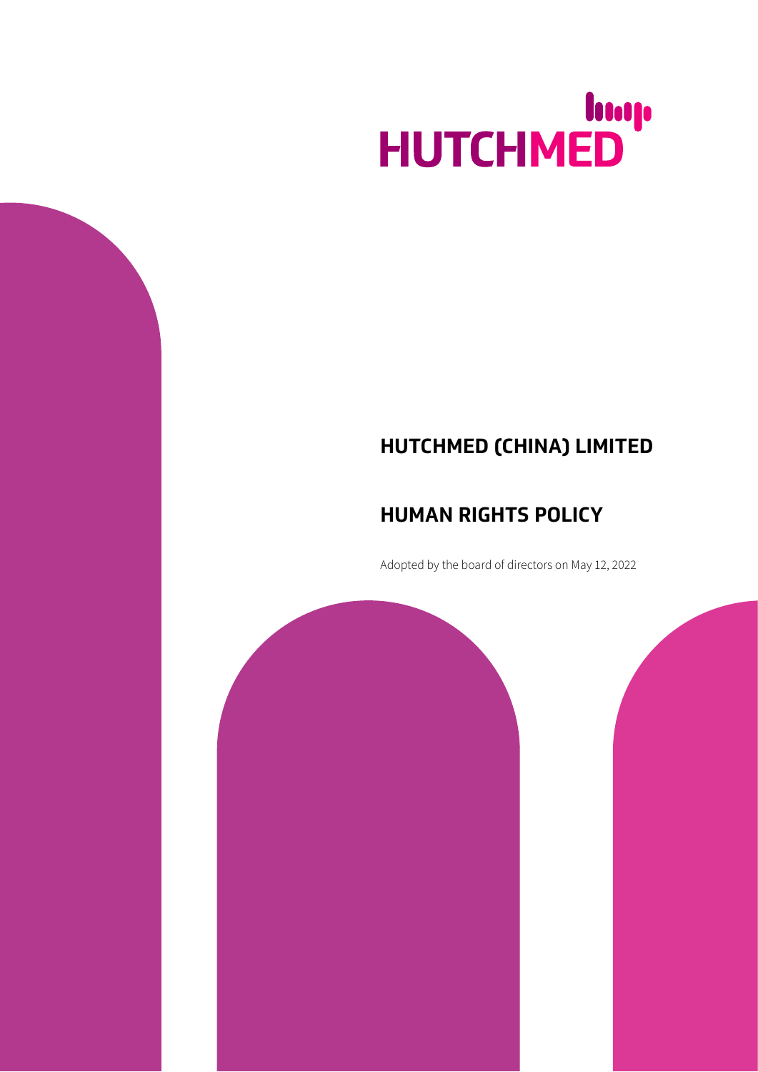HUTCHMED

# HUTCHMED (CHINA) LIMITED

# HUMAN RIGHTS POLICY

Adopted by the board of directors on May 12, 2022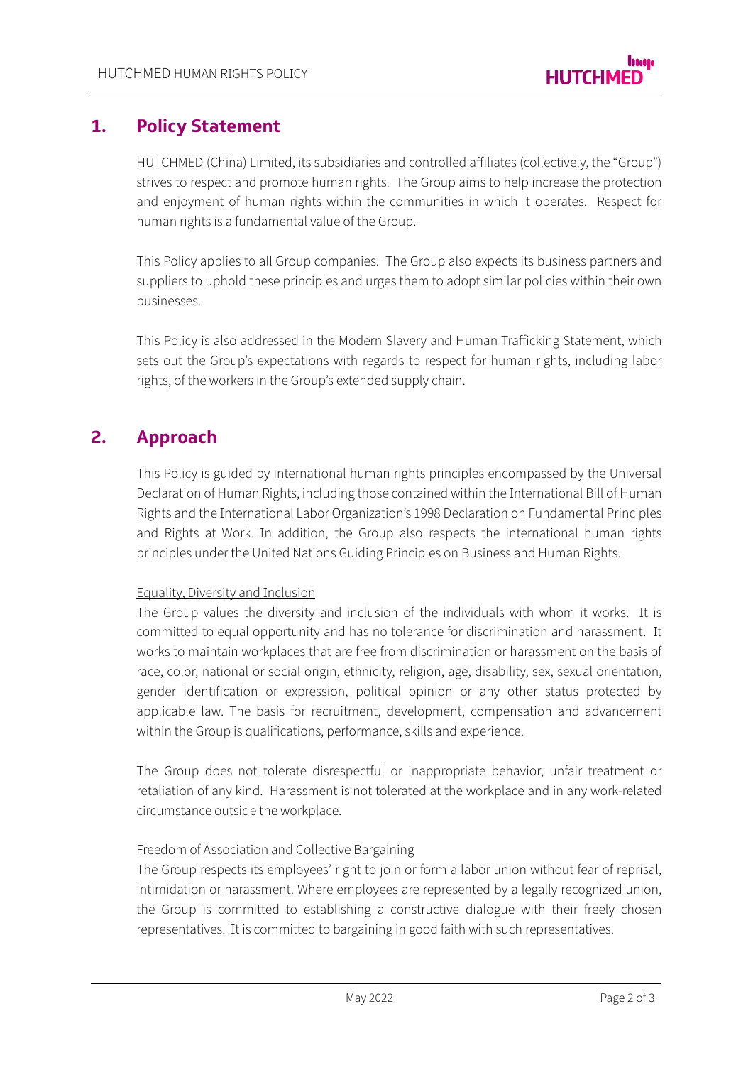## 1. Policy Statement

HUTCHMED (China) Limited, its subsidiaries and controlled affiliates (collectively, the "Group") strives to respect and promote human rights. The Group aims to help increase the protection and enjoyment of human rights within the communities in which it operates. Respect for human rights is a fundamental value of the Group.

This Policy applies to all Group companies. The Group also expects its business partners and suppliers to uphold these principles and urges them to adopt similar policies within their own businesses.

This Policy is also addressed in the Modern Slavery and Human Trafficking Statement, which sets out the Group's expectations with regards to respect for human rights, including labor rights, of the workers in the Group's extended supply chain.

## 2. Approach

This Policy is guided by international human rights principles encompassed by the Universal Declaration of Human Rights, including those contained within the International Bill of Human Rights and the International Labor Organization's 1998 Declaration on Fundamental Principles and Rights at Work. In addition, the Group also respects the international human rights principles under the United Nations Guiding Principles on Business and Human Rights.

### Equality, Diversity and Inclusion

The Group values the diversity and inclusion of the individuals with whom it works. It is committed to equal opportunity and has no tolerance for discrimination and harassment. It works to maintain workplaces that are free from discrimination or harassment on the basis of race, color, national or social origin, ethnicity, religion, age, disability, sex, sexual orientation, gender identification or expression, political opinion or any other status protected by applicable law. The basis for recruitment, development, compensation and advancement within the Group is qualifications, performance, skills and experience.

The Group does not tolerate disrespectful or inappropriate behavior, unfair treatment or retaliation of any kind. Harassment is not tolerated at the workplace and in any work-related circumstance outside the workplace.

### Freedom of Association and Collective Bargaining

The Group respects its employees' right to join or form a labor union without fear of reprisal, intimidation or harassment. Where employees are represented by a legally recognized union, the Group is committed to establishing a constructive dialogue with their freely chosen representatives. It is committed to bargaining in good faith with such representatives.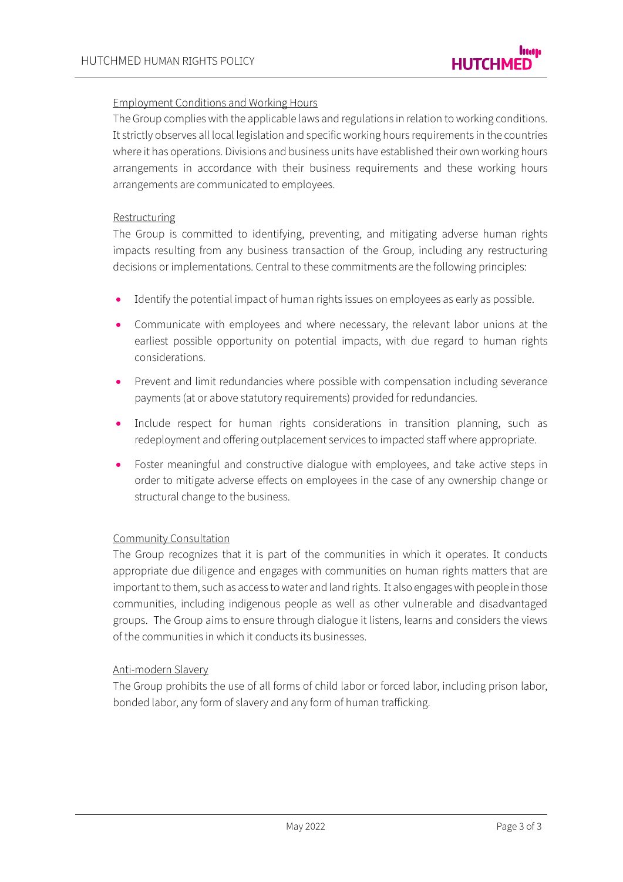### Employment Conditions and Working Hours

The Group complies with the applicable laws and regulations in relation to working conditions. It strictly observes all local legislation and specific working hours requirements in the countries where it has operations. Divisions and business units have established their own working hours arrangements in accordance with their business requirements and these working hours arrangements are communicated to employees.

### Restructuring

The Group is committed to identifying, preventing, and mitigating adverse human rights impacts resulting from any business transaction of the Group, including any restructuring decisions or implementations. Central to these commitments are the following principles:

- Identify the potential impact of human rights issues on employees as early as possible.
- Communicate with employees and where necessary, the relevant labor unions at the earliest possible opportunity on potential impacts, with due regard to human rights considerations.
- Prevent and limit redundancies where possible with compensation including severance payments (at or above statutory requirements) provided for redundancies.
- Include respect for human rights considerations in transition planning, such as redeployment and offering outplacement services to impacted staff where appropriate.
- Foster meaningful and constructive dialogue with employees, and take active steps in order to mitigate adverse effects on employees in the case of any ownership change or structural change to the business.

### Community Consultation

The Group recognizes that it is part of the communities in which it operates. It conducts appropriate due diligence and engages with communities on human rights matters that are important to them, such as access to water and land rights. It also engages with people in those communities, including indigenous people as well as other vulnerable and disadvantaged groups. The Group aims to ensure through dialogue it listens, learns and considers the views of the communities in which it conducts its businesses.

### Anti-modern Slavery

The Group prohibits the use of all forms of child labor or forced labor, including prison labor, bonded labor, any form of slavery and any form of human trafficking.